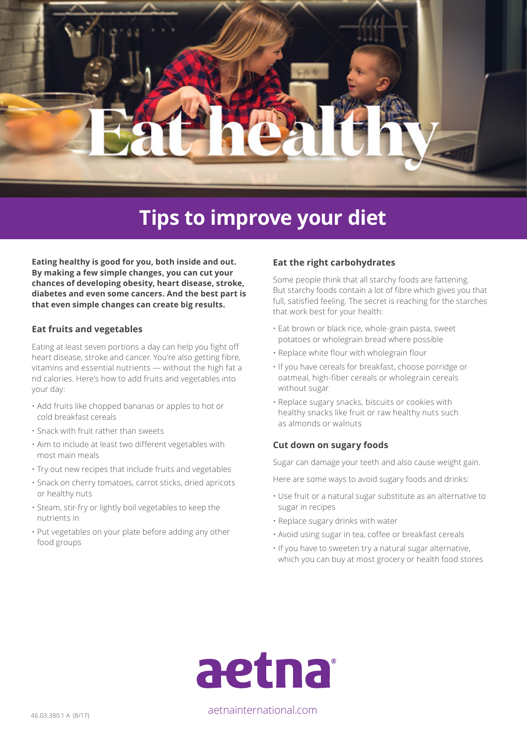# Eat healthy

## Tips to improve your diet

**Eating healthy is good for you, both inside and out. By making a few simple changes, you can cut your chances of developing obesity, heart disease, stroke, diabetes and even some cancers. And the best part is that even simple changes can create big results.**

### Eat fruits and vegetables

Eating at least seven portions a day can help you fight off heart disease, stroke and cancer. You're also getting fibre, vitamins and essential nutrients — without the high fat a nd calories. Here's how to add fruits and vegetables into your day:

- Add fruits like chopped bananas or apples to hot or cold breakfast cereals
- Snack with fruit rather than sweets
- Aim to include at least two different vegetables with most main meals
- Try out new recipes that include fruits and vegetables
- Snack on cherry tomatoes, carrot sticks, dried apricots or healthy nuts
- Steam, stir-fry or lightly boil vegetables to keep the nutrients in
- Put vegetables on your plate before adding any other food groups

### Eat the right carbohydrates

Some people think that all starchy foods are fattening. But starchy foods contain a lot of fibre which gives you that full, satisfied feeling. The secret is reaching for the starches that work best for your health:

- Eat brown or black rice, whole-grain pasta, sweet potatoes or wholegrain bread where possible
- Replace white flour with wholegrain flour
- If you have cereals for breakfast, choose porridge or oatmeal, high-fiber cereals or wholegrain cereals without sugar
- Replace sugary snacks, biscuits or cookies with healthy snacks like fruit or raw healthy nuts such as almonds or walnuts

### Cut down on sugary foods

Sugar can damage your teeth and also cause weight gain.

Here are some ways to avoid sugary foods and drinks:

- Use fruit or a natural sugar substitute as an alternative to sugar in recipes
- Replace sugary drinks with water
- Avoid using sugar in tea, coffee or breakfast cereals
- If you have to sweeten try a natural sugar alternative, which you can buy at most grocery or health food stores

aetna®

aetnainternational.com

46.03.380.1 A (8/17)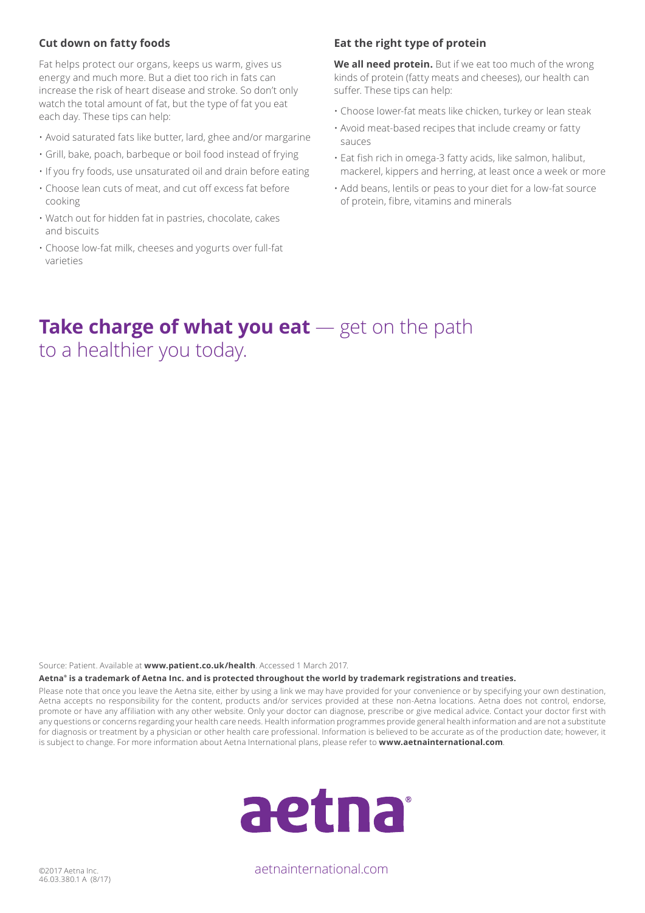### Cut down on fatty foods

Fat helps protect our organs, keeps us warm, gives us energy and much more. But a diet too rich in fats can increase the risk of heart disease and stroke. So don't only watch the total amount of fat, but the type of fat you eat each day. These tips can help:

- Avoid saturated fats like butter, lard, ghee and/or margarine
- Grill, bake, poach, barbeque or boil food instead of frying
- If you fry foods, use unsaturated oil and drain before eating
- Choose lean cuts of meat, and cut off excess fat before cooking
- Watch out for hidden fat in pastries, chocolate, cakes and biscuits
- Choose low-fat milk, cheeses and yogurts over full-fat varieties

### Eat the right type of protein

**We all need protein.** But if we eat too much of the wrong kinds of protein (fatty meats and cheeses), our health can suffer. These tips can help:

- Choose lower-fat meats like chicken, turkey or lean steak
- Avoid meat-based recipes that include creamy or fatty sauces
- Eat fish rich in omega-3 fatty acids, like salmon, halibut, mackerel, kippers and herring, at least once a week or more
- Add beans, lentils or peas to your diet for a low-fat source of protein, fibre, vitamins and minerals

## **Take charge of what you eat** — get on the path to a healthier you today.

Source: Patient. Available at **www.patient.co.uk/health**. Accessed 1 March 2017.

**Aetna® is a trademark of Aetna Inc. and is protected throughout the world by trademark registrations and treaties.**

Please note that once you leave the Aetna site, either by using a link we may have provided for your convenience or by specifying your own destination, Aetna accepts no responsibility for the content, products and/or services provided at these non-Aetna locations. Aetna does not control, endorse, promote or have any affiliation with any other website. Only your doctor can diagnose, prescribe or give medical advice. Contact your doctor first with any questions or concerns regarding your health care needs. Health information programmes provide general health information and are not a substitute for diagnosis or treatment by a physician or other health care professional. Information is believed to be accurate as of the production date; however, it is subject to change. For more information about Aetna International plans, please refer to **www.aetnainternational.com**.

aetna®

aetnainternational.com

©2017 Aetna Inc.
46.03.380.1 A (8/17)